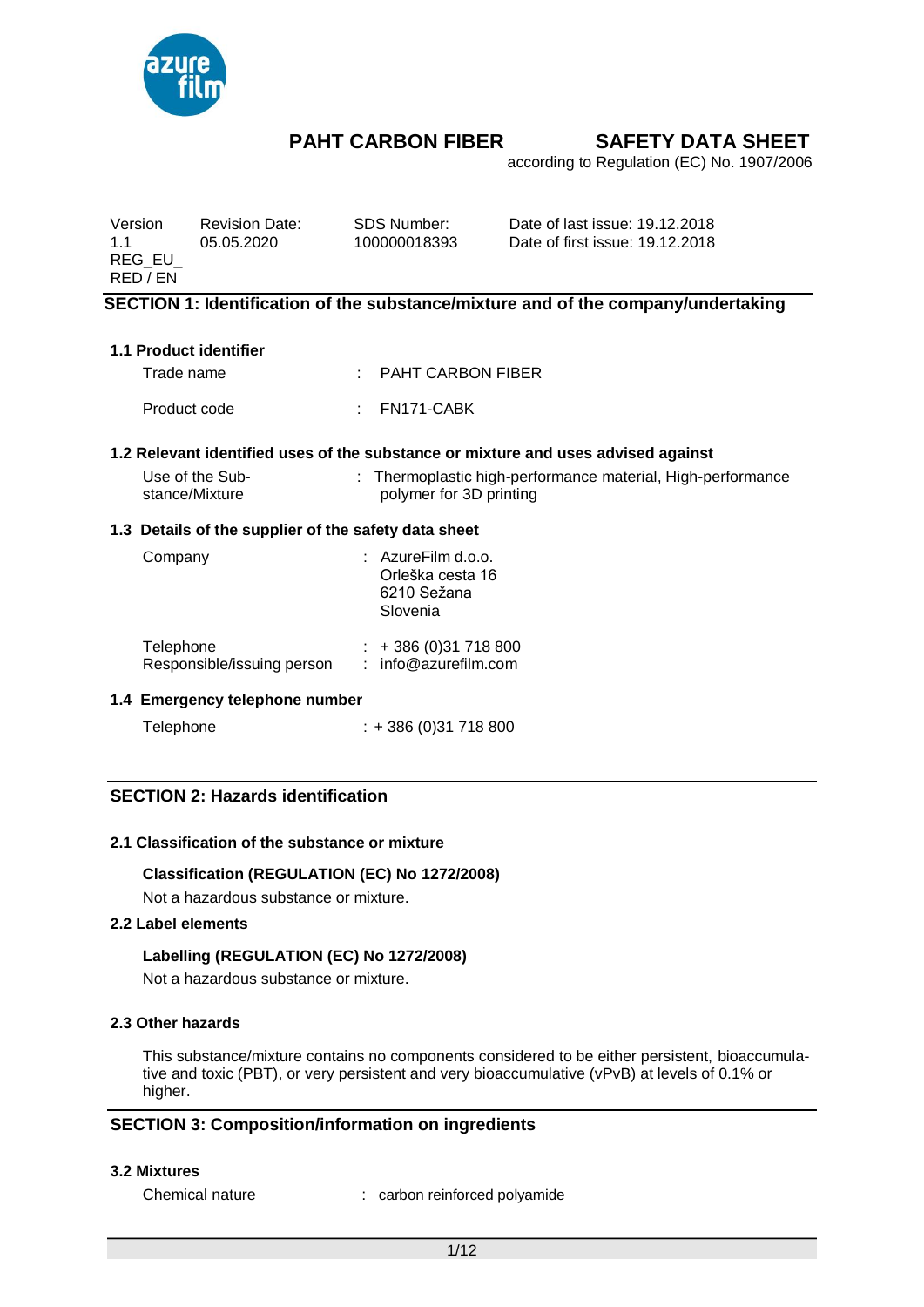# PAHT CARBON FIBER

## SAFETY DATA SHEET

according to Regulation (EC) No. 1907/2006

| Version | Revision Date: | SDS Number: | Date of last issue: 19.12.2018 |
|---|---|---|---|
| 1.1 REG_EU_RED / EN | 05.05.2020 | 100000018393 | Date of first issue: 19.12.2018 |

## SECTION 1: Identification of the substance/mixture and of the company/undertaking

### 1.1 Product identifier

Trade name : PAHT CARBON FIBER

Product code : FN171-CABK

### 1.2 Relevant identified uses of the substance or mixture and uses advised against

Use of the Substance/Mixture : Thermoplastic high-performance material, High-performance polymer for 3D printing

### 1.3 Details of the supplier of the safety data sheet

Company : AzureFilm d.o.o.
Orleška cesta 16
6210 Sežana
Slovenia

Telephone : + 386 (0)31 718 800

Responsible/issuing person : info@azurefilm.com

### 1.4 Emergency telephone number

Telephone : + 386 (0)31 718 800

## SECTION 2: Hazards identification

### 2.1 Classification of the substance or mixture

**Classification (REGULATION (EC) No 1272/2008)**

Not a hazardous substance or mixture.

### 2.2 Label elements

**Labelling (REGULATION (EC) No 1272/2008)**

Not a hazardous substance or mixture.

### 2.3 Other hazards

This substance/mixture contains no components considered to be either persistent, bioaccumulative and toxic (PBT), or very persistent and very bioaccumulative (vPvB) at levels of 0.1% or higher.

## SECTION 3: Composition/information on ingredients

### 3.2 Mixtures

Chemical nature : carbon reinforced polyamide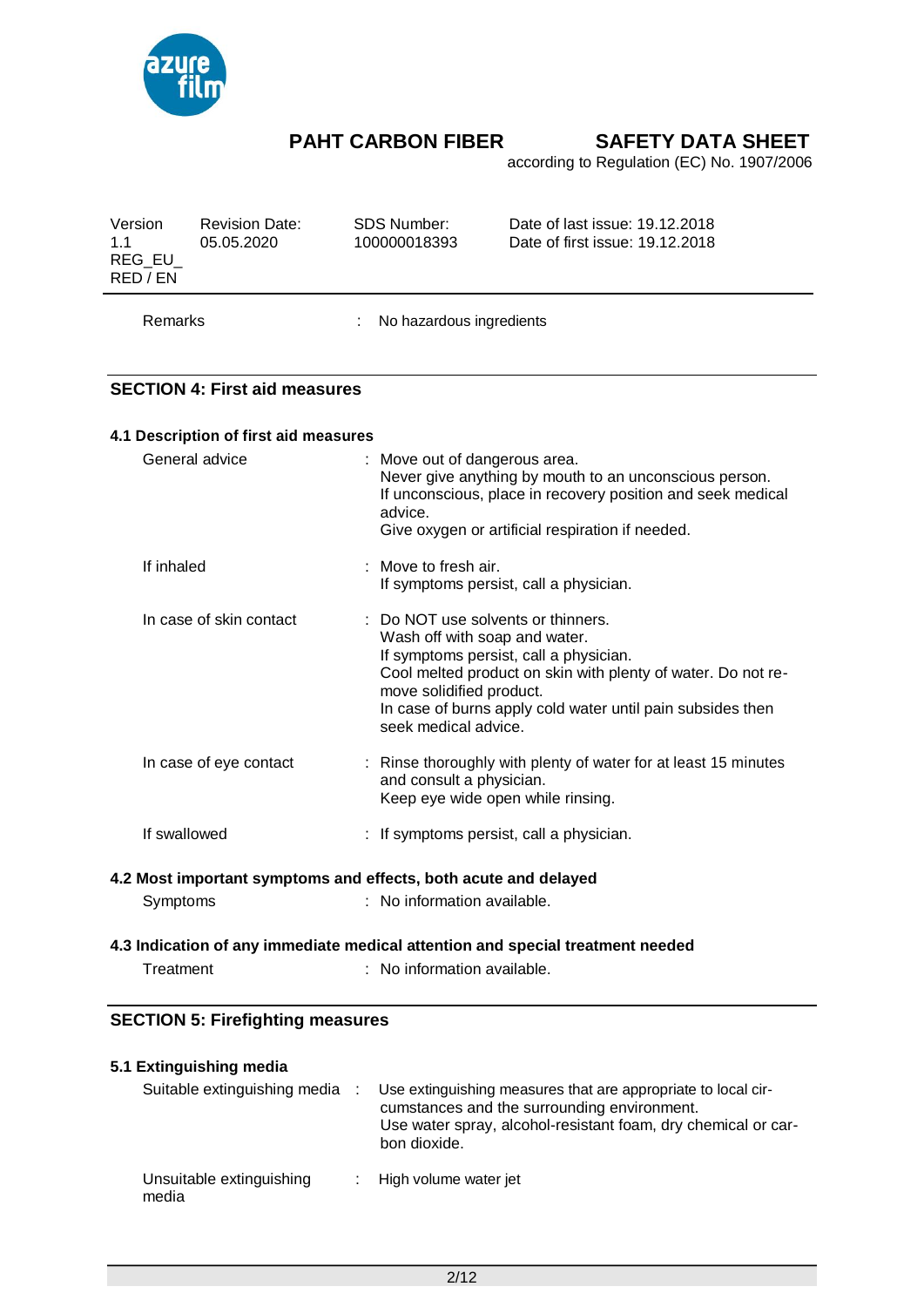| Remarks | : | No hazardous ingredients |
|---|---|---|

## SECTION 4: First aid measures

### 4.1 Description of first aid measures

| | | |
|---|---|---|
| General advice | : | Move out of dangerous area. Never give anything by mouth to an unconscious person. If unconscious, place in recovery position and seek medical advice. Give oxygen or artificial respiration if needed. |
| If inhaled | : | Move to fresh air. If symptoms persist, call a physician. |
| In case of skin contact | : | Do NOT use solvents or thinners. Wash off with soap and water. If symptoms persist, call a physician. Cool melted product on skin with plenty of water. Do not remove solidified product. In case of burns apply cold water until pain subsides then seek medical advice. |
| In case of eye contact | : | Rinse thoroughly with plenty of water for at least 15 minutes and consult a physician. Keep eye wide open while rinsing. |
| If swallowed | : | If symptoms persist, call a physician. |

### 4.2 Most important symptoms and effects, both acute and delayed

| | | |
|---|---|---|
| Symptoms | : | No information available. |

### 4.3 Indication of any immediate medical attention and special treatment needed

| | | |
|---|---|---|
| Treatment | : | No information available. |

## SECTION 5: Firefighting measures

### 5.1 Extinguishing media

| | | |
|---|---|---|
| Suitable extinguishing media | : | Use extinguishing measures that are appropriate to local circumstances and the surrounding environment. Use water spray, alcohol-resistant foam, dry chemical or carbon dioxide. |
| Unsuitable extinguishing media | : | High volume water jet |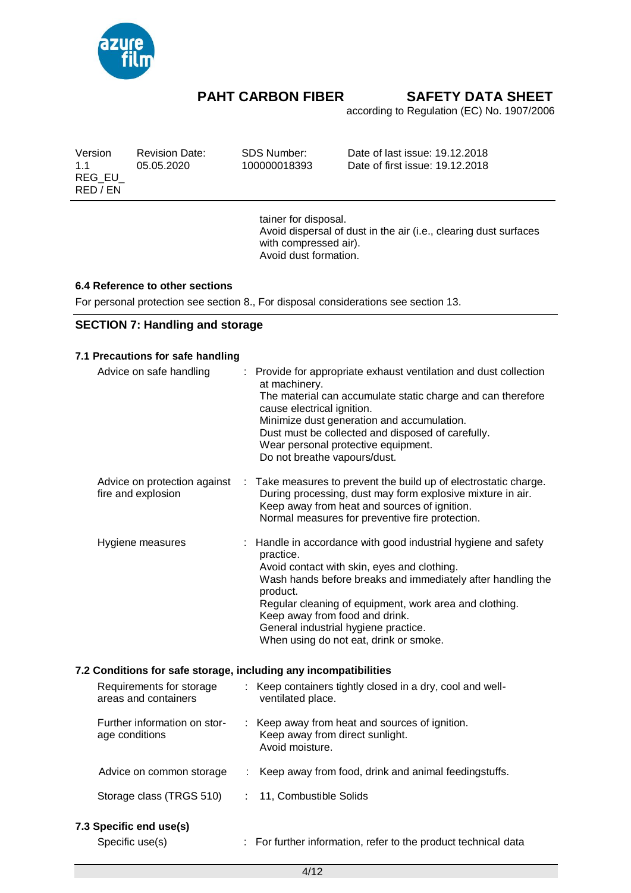tainer for disposal.
Avoid dispersal of dust in the air (i.e., clearing dust surfaces with compressed air).
Avoid dust formation.

### 6.4 Reference to other sections

For personal protection see section 8., For disposal considerations see section 13.

## SECTION 7: Handling and storage

### 7.1 Precautions for safe handling

| | | |
|---|---|---|
| Advice on safe handling | : | Provide for appropriate exhaust ventilation and dust collection at machinery.<br>The material can accumulate static charge and can therefore cause electrical ignition.<br>Minimize dust generation and accumulation.<br>Dust must be collected and disposed of carefully.<br>Wear personal protective equipment.<br>Do not breathe vapours/dust. |
| Advice on protection against fire and explosion | : | Take measures to prevent the build up of electrostatic charge.<br>During processing, dust may form explosive mixture in air.<br>Keep away from heat and sources of ignition.<br>Normal measures for preventive fire protection. |
| Hygiene measures | : | Handle in accordance with good industrial hygiene and safety practice.<br>Avoid contact with skin, eyes and clothing.<br>Wash hands before breaks and immediately after handling the product.<br>Regular cleaning of equipment, work area and clothing.<br>Keep away from food and drink.<br>General industrial hygiene practice.<br>When using do not eat, drink or smoke. |

### 7.2 Conditions for safe storage, including any incompatibilities

| | | |
|---|---|---|
| Requirements for storage areas and containers | : | Keep containers tightly closed in a dry, cool and well-ventilated place. |
| Further information on storage conditions | : | Keep away from heat and sources of ignition.<br>Keep away from direct sunlight.<br>Avoid moisture. |
| Advice on common storage | : | Keep away from food, drink and animal feedingstuffs. |
| Storage class (TRGS 510) | : | 11, Combustible Solids |

### 7.3 Specific end use(s)

| | | |
|---|---|---|
| Specific use(s) | : | For further information, refer to the product technical data |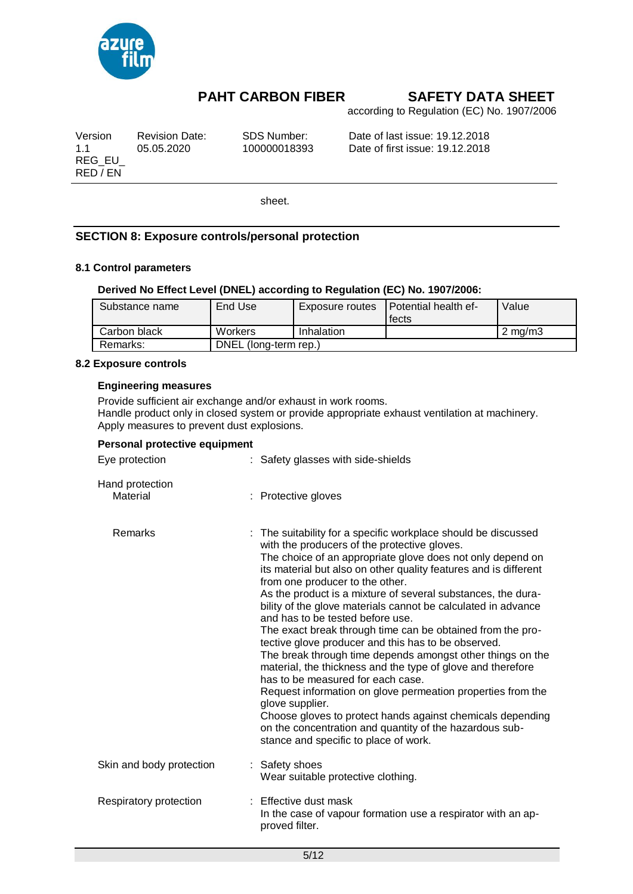sheet.

## SECTION 8: Exposure controls/personal protection

### 8.1 Control parameters

**Derived No Effect Level (DNEL) according to Regulation (EC) No. 1907/2006:**

| Substance name | End Use | Exposure routes | Potential health effects | Value |
|---|---|---|---|---|
| Carbon black | Workers | Inhalation | | 2 mg/m3 |
| Remarks: | DNEL (long-term rep.) | | | |

### 8.2 Exposure controls

**Engineering measures**

Provide sufficient air exchange and/or exhaust in work rooms.
Handle product only in closed system or provide appropriate exhaust ventilation at machinery.
Apply measures to prevent dust explosions.

**Personal protective equipment**

Eye protection : Safety glasses with side-shields

Hand protection
Material : Protective gloves

Remarks : The suitability for a specific workplace should be discussed with the producers of the protective gloves.
The choice of an appropriate glove does not only depend on its material but also on other quality features and is different from one producer to the other.
As the product is a mixture of several substances, the durability of the glove materials cannot be calculated in advance and has to be tested before use.
The exact break through time can be obtained from the protective glove producer and this has to be observed.
The break through time depends amongst other things on the material, the thickness and the type of glove and therefore has to be measured for each case.
Request information on glove permeation properties from the glove supplier.
Choose gloves to protect hands against chemicals depending on the concentration and quantity of the hazardous substance and specific to place of work.

Skin and body protection : Safety shoes
Wear suitable protective clothing.

Respiratory protection : Effective dust mask
In the case of vapour formation use a respirator with an approved filter.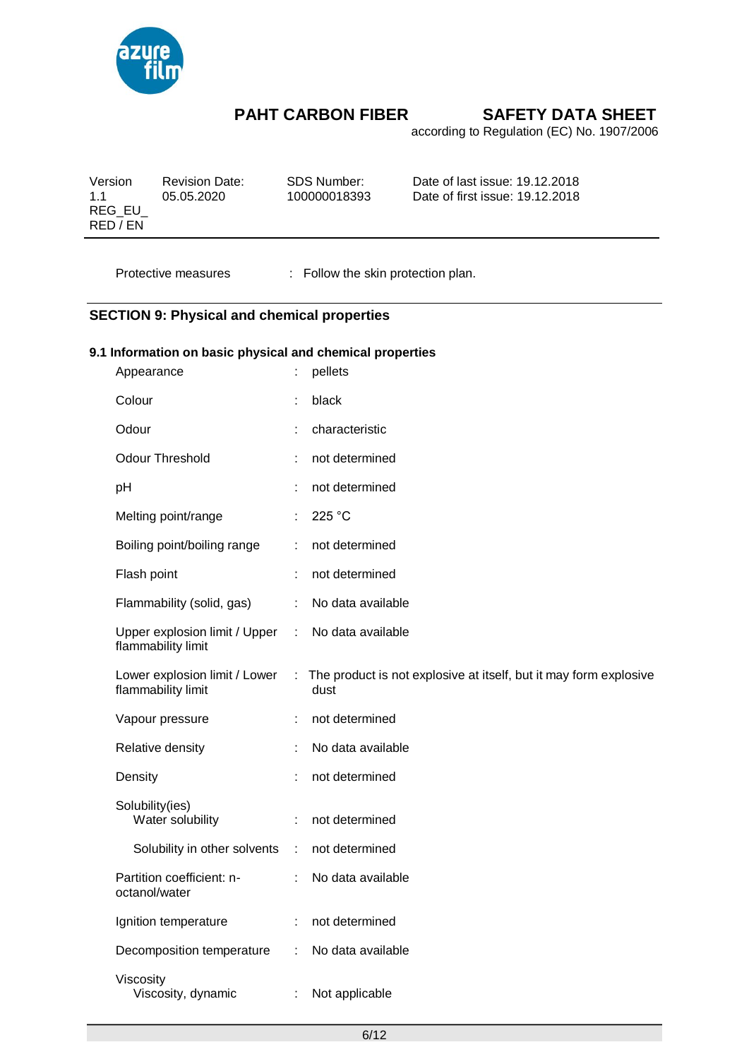Protective measures : Follow the skin protection plan.

## SECTION 9: Physical and chemical properties

### 9.1 Information on basic physical and chemical properties

| Property | Value |
|---|---|
| Appearance | pellets |
| Colour | black |
| Odour | characteristic |
| Odour Threshold | not determined |
| pH | not determined |
| Melting point/range | 225 °C |
| Boiling point/boiling range | not determined |
| Flash point | not determined |
| Flammability (solid, gas) | No data available |
| Upper explosion limit / Upper flammability limit | No data available |
| Lower explosion limit / Lower flammability limit | The product is not explosive at itself, but it may form explosive dust |
| Vapour pressure | not determined |
| Relative density | No data available |
| Density | not determined |
| Solubility(ies) | |
| Water solubility | not determined |
| Solubility in other solvents | not determined |
| Partition coefficient: n-octanol/water | No data available |
| Ignition temperature | not determined |
| Decomposition temperature | No data available |
| Viscosity | |
| Viscosity, dynamic | Not applicable |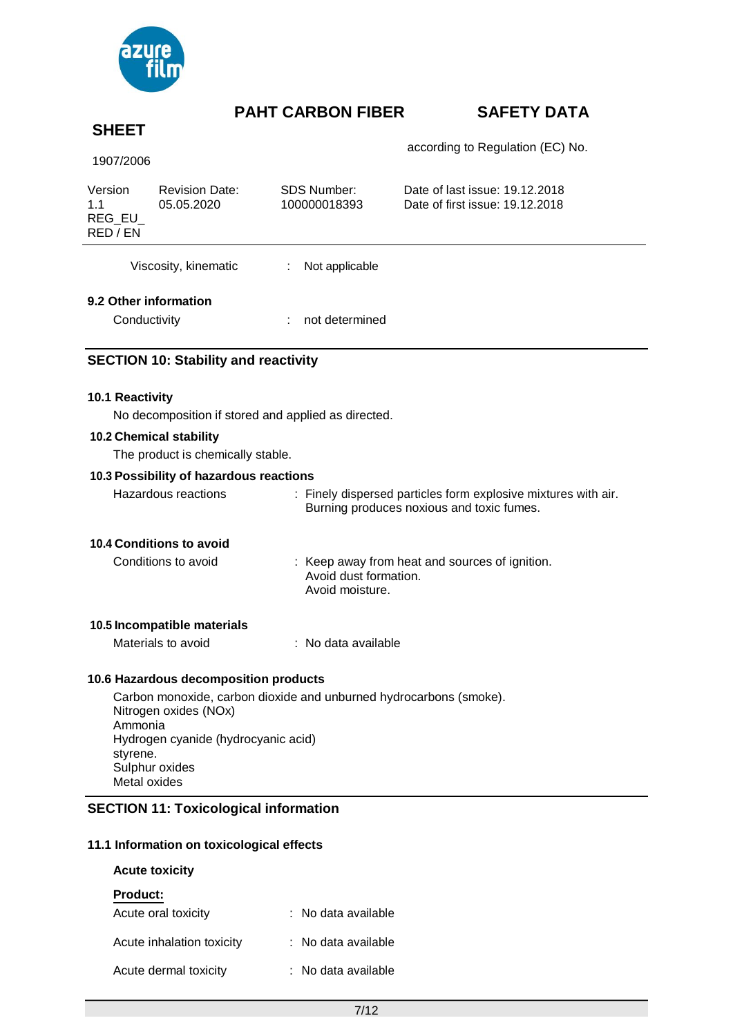| | | |
|---|---|---|
| Viscosity, kinematic | : | Not applicable |

### 9.2 Other information

| | | |
|---|---|---|
| Conductivity | : | not determined |

## SECTION 10: Stability and reactivity

### 10.1 Reactivity

No decomposition if stored and applied as directed.

### 10.2 Chemical stability

The product is chemically stable.

### 10.3 Possibility of hazardous reactions

| | |
|---|---|
| Hazardous reactions | : Finely dispersed particles form explosive mixtures with air.<br>Burning produces noxious and toxic fumes. |

### 10.4 Conditions to avoid

| | |
|---|---|
| Conditions to avoid | : Keep away from heat and sources of ignition.<br>Avoid dust formation.<br>Avoid moisture. |

### 10.5 Incompatible materials

| | |
|---|---|
| Materials to avoid | : No data available |

### 10.6 Hazardous decomposition products

Carbon monoxide, carbon dioxide and unburned hydrocarbons (smoke).
Nitrogen oxides (NOx)
Ammonia
Hydrogen cyanide (hydrocyanic acid)
styrene.
Sulphur oxides
Metal oxides

## SECTION 11: Toxicological information

### 11.1 Information on toxicological effects

**Acute toxicity**

**Product:**

| | |
|---|---|
| Acute oral toxicity | : No data available |
| Acute inhalation toxicity | : No data available |
| Acute dermal toxicity | : No data available |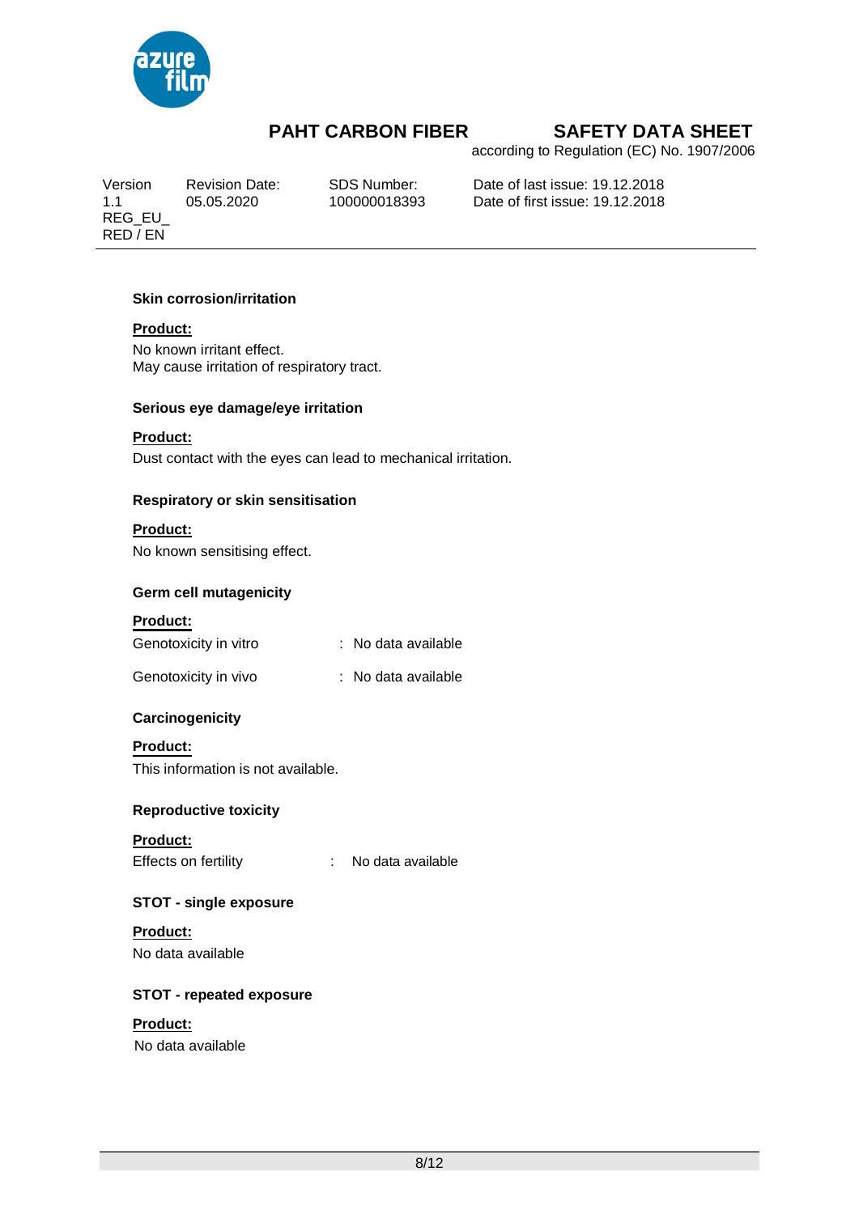### Skin corrosion/irritation

**Product:**

No known irritant effect.
May cause irritation of respiratory tract.

### Serious eye damage/eye irritation

**Product:**

Dust contact with the eyes can lead to mechanical irritation.

### Respiratory or skin sensitisation

**Product:**

No known sensitising effect.

### Germ cell mutagenicity

**Product:**

| | | |
|---|---|---|
| Genotoxicity in vitro | : | No data available |
| Genotoxicity in vivo | : | No data available |

### Carcinogenicity

**Product:**

This information is not available.

### Reproductive toxicity

**Product:**

| | | |
|---|---|---|
| Effects on fertility | : | No data available |

### STOT - single exposure

**Product:**

No data available

### STOT - repeated exposure

**Product:**

No data available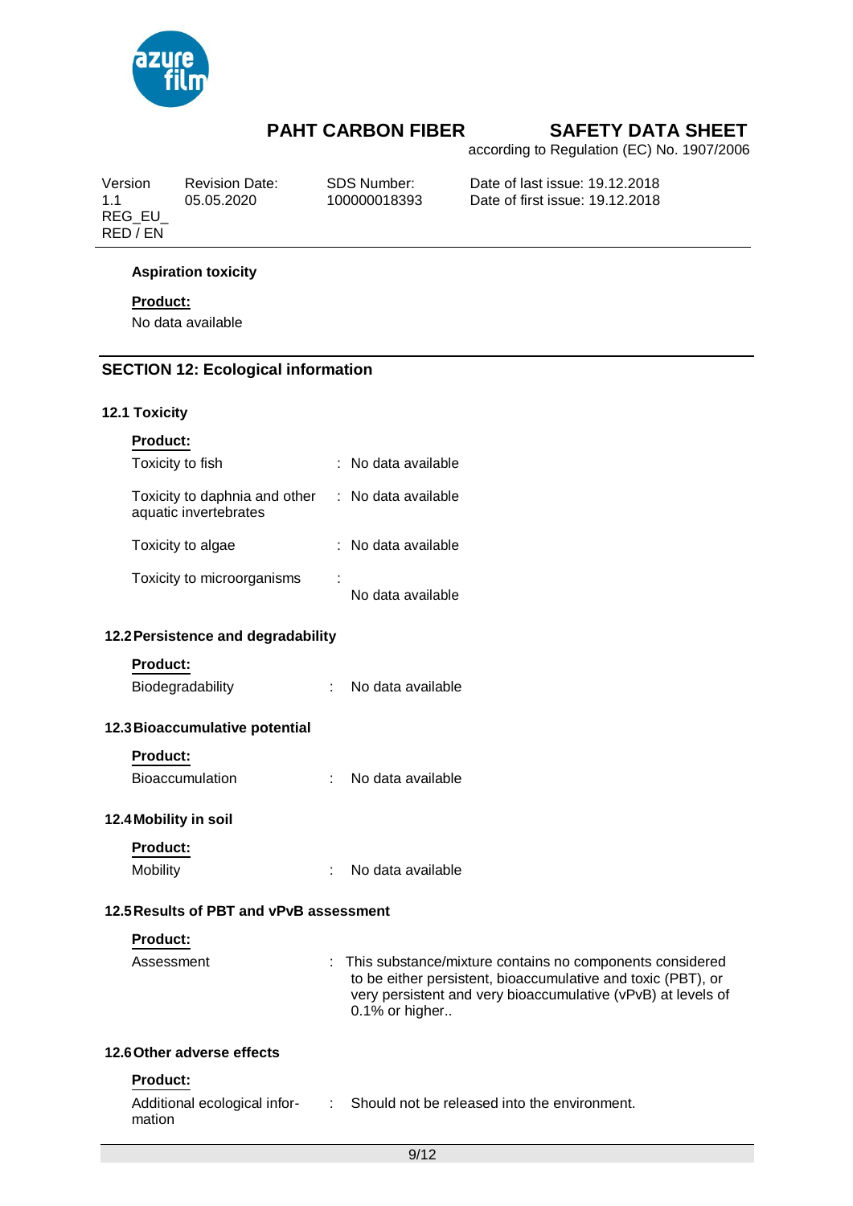**Aspiration toxicity**

**Product:**

No data available

## SECTION 12: Ecological information

### 12.1 Toxicity

**Product:**

| | |
|---|---|
| Toxicity to fish | : No data available |
| Toxicity to daphnia and other aquatic invertebrates | : No data available |
| Toxicity to algae | : No data available |
| Toxicity to microorganisms | : No data available |

### 12.2 Persistence and degradability

**Product:**

Biodegradability : No data available

### 12.3 Bioaccumulative potential

**Product:**

Bioaccumulation : No data available

### 12.4 Mobility in soil

**Product:**

Mobility : No data available

### 12.5 Results of PBT and vPvB assessment

**Product:**

Assessment : This substance/mixture contains no components considered to be either persistent, bioaccumulative and toxic (PBT), or very persistent and very bioaccumulative (vPvB) at levels of 0.1% or higher..

### 12.6 Other adverse effects

**Product:**

Additional ecological information : Should not be released into the environment.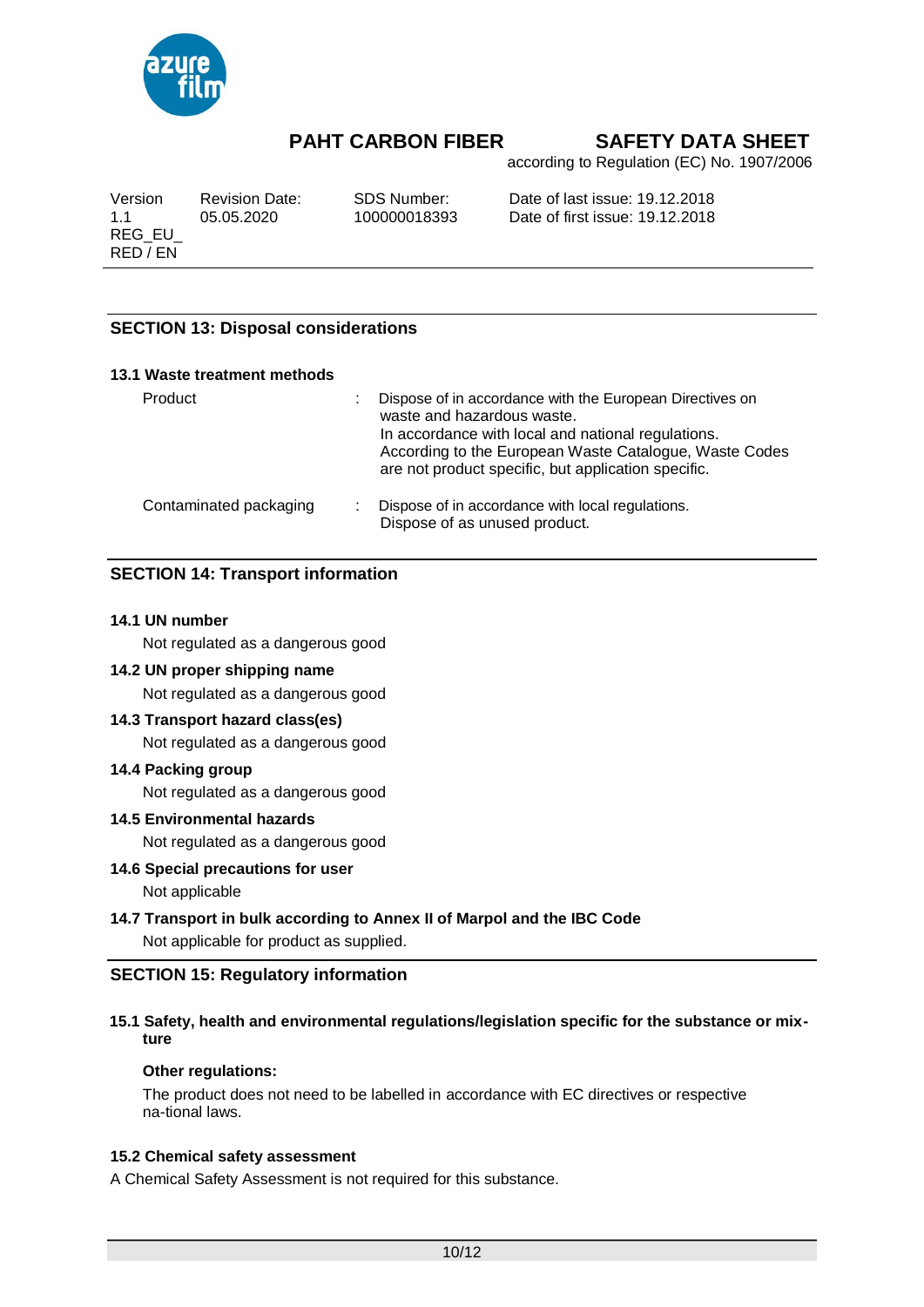## SECTION 13: Disposal considerations

### 13.1 Waste treatment methods

| | |
|---|---|
| Product | : Dispose of in accordance with the European Directives on waste and hazardous waste.<br>In accordance with local and national regulations.<br>According to the European Waste Catalogue, Waste Codes are not product specific, but application specific. |
| Contaminated packaging | : Dispose of in accordance with local regulations.<br>Dispose of as unused product. |

## SECTION 14: Transport information

**14.1 UN number**

Not regulated as a dangerous good

**14.2 UN proper shipping name**

Not regulated as a dangerous good

**14.3 Transport hazard class(es)**

Not regulated as a dangerous good

**14.4 Packing group**

Not regulated as a dangerous good

**14.5 Environmental hazards**

Not regulated as a dangerous good

**14.6 Special precautions for user**

Not applicable

**14.7 Transport in bulk according to Annex II of Marpol and the IBC Code**

Not applicable for product as supplied.

## SECTION 15: Regulatory information

**15.1 Safety, health and environmental regulations/legislation specific for the substance or mix-ture**

**Other regulations:**

The product does not need to be labelled in accordance with EC directives or respective na-tional laws.

**15.2 Chemical safety assessment**

A Chemical Safety Assessment is not required for this substance.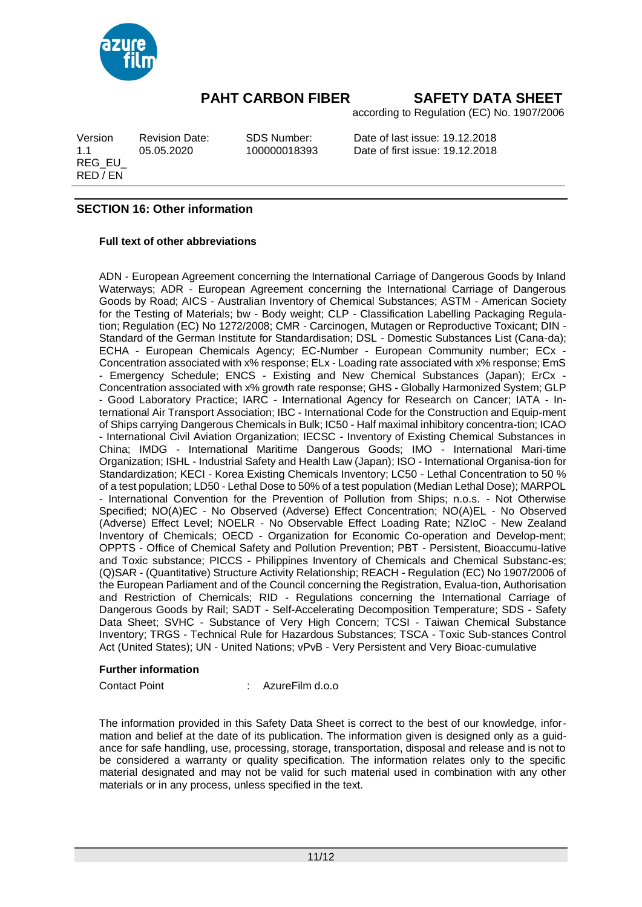## SECTION 16: Other information

### Full text of other abbreviations

ADN - European Agreement concerning the International Carriage of Dangerous Goods by Inland Waterways; ADR - European Agreement concerning the International Carriage of Dangerous Goods by Road; AICS - Australian Inventory of Chemical Substances; ASTM - American Society for the Testing of Materials; bw - Body weight; CLP - Classification Labelling Packaging Regulation; Regulation (EC) No 1272/2008; CMR - Carcinogen, Mutagen or Reproductive Toxicant; DIN - Standard of the German Institute for Standardisation; DSL - Domestic Substances List (Cana-da); ECHA - European Chemicals Agency; EC-Number - European Community number; ECx - Concentration associated with x% response; ELx - Loading rate associated with x% response; EmS - Emergency Schedule; ENCS - Existing and New Chemical Substances (Japan); ErCx - Concentration associated with x% growth rate response; GHS - Globally Harmonized System; GLP - Good Laboratory Practice; IARC - International Agency for Research on Cancer; IATA - International Air Transport Association; IBC - International Code for the Construction and Equip-ment of Ships carrying Dangerous Chemicals in Bulk; IC50 - Half maximal inhibitory concentra-tion; ICAO - International Civil Aviation Organization; IECSC - Inventory of Existing Chemical Substances in China; IMDG - International Maritime Dangerous Goods; IMO - International Mari-time Organization; ISHL - Industrial Safety and Health Law (Japan); ISO - International Organisa-tion for Standardization; KECI - Korea Existing Chemicals Inventory; LC50 - Lethal Concentration to 50 % of a test population; LD50 - Lethal Dose to 50% of a test population (Median Lethal Dose); MARPOL - International Convention for the Prevention of Pollution from Ships; n.o.s. - Not Otherwise Specified; NO(A)EC - No Observed (Adverse) Effect Concentration; NO(A)EL - No Observed (Adverse) Effect Level; NOELR - No Observable Effect Loading Rate; NZIoC - New Zealand Inventory of Chemicals; OECD - Organization for Economic Co-operation and Develop-ment; OPPTS - Office of Chemical Safety and Pollution Prevention; PBT - Persistent, Bioaccumu-lative and Toxic substance; PICCS - Philippines Inventory of Chemicals and Chemical Substanc-es; (Q)SAR - (Quantitative) Structure Activity Relationship; REACH - Regulation (EC) No 1907/2006 of the European Parliament and of the Council concerning the Registration, Evalua-tion, Authorisation and Restriction of Chemicals; RID - Regulations concerning the International Carriage of Dangerous Goods by Rail; SADT - Self-Accelerating Decomposition Temperature; SDS - Safety Data Sheet; SVHC - Substance of Very High Concern; TCSI - Taiwan Chemical Substance Inventory; TRGS - Technical Rule for Hazardous Substances; TSCA - Toxic Sub-stances Control Act (United States); UN - United Nations; vPvB - Very Persistent and Very Bioac-cumulative

### Further information

Contact Point : AzureFilm d.o.o

The information provided in this Safety Data Sheet is correct to the best of our knowledge, information and belief at the date of its publication. The information given is designed only as a guidance for safe handling, use, processing, storage, transportation, disposal and release and is not to be considered a warranty or quality specification. The information relates only to the specific material designated and may not be valid for such material used in combination with any other materials or in any process, unless specified in the text.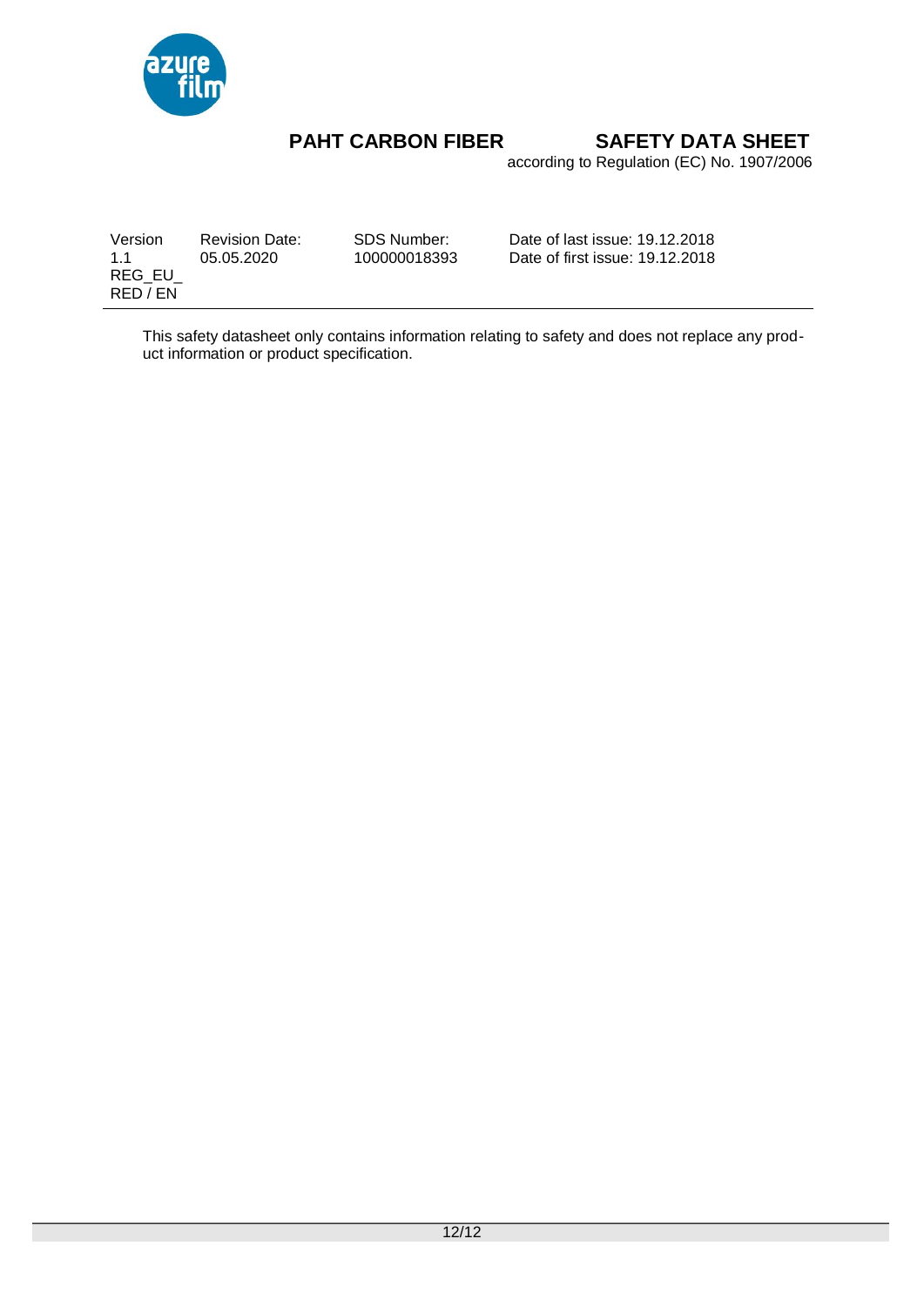This safety datasheet only contains information relating to safety and does not replace any product information or product specification.